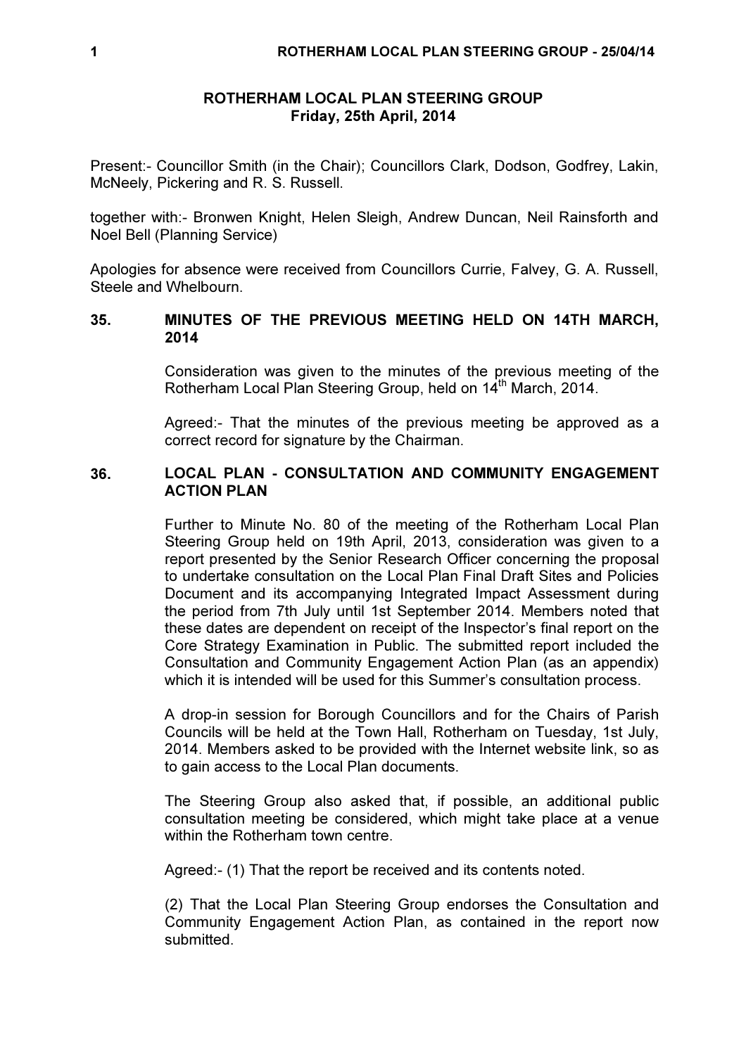# ROTHERHAM LOCAL PLAN STEERING GROUP
**Friday, 25th April, 2014**

Present:- Councillor Smith (in the Chair); Councillors Clark, Dodson, Godfrey, Lakin, McNeely, Pickering and R. S. Russell.

together with:- Bronwen Knight, Helen Sleigh, Andrew Duncan, Neil Rainsforth and Noel Bell (Planning Service)

Apologies for absence were received from Councillors Currie, Falvey, G. A. Russell, Steele and Whelbourn.

## 35. MINUTES OF THE PREVIOUS MEETING HELD ON 14TH MARCH, 2014

Consideration was given to the minutes of the previous meeting of the Rotherham Local Plan Steering Group, held on 14th March, 2014.

Agreed:- That the minutes of the previous meeting be approved as a correct record for signature by the Chairman.

## 36. LOCAL PLAN - CONSULTATION AND COMMUNITY ENGAGEMENT ACTION PLAN

Further to Minute No. 80 of the meeting of the Rotherham Local Plan Steering Group held on 19th April, 2013, consideration was given to a report presented by the Senior Research Officer concerning the proposal to undertake consultation on the Local Plan Final Draft Sites and Policies Document and its accompanying Integrated Impact Assessment during the period from 7th July until 1st September 2014. Members noted that these dates are dependent on receipt of the Inspector's final report on the Core Strategy Examination in Public. The submitted report included the Consultation and Community Engagement Action Plan (as an appendix) which it is intended will be used for this Summer's consultation process.

A drop-in session for Borough Councillors and for the Chairs of Parish Councils will be held at the Town Hall, Rotherham on Tuesday, 1st July, 2014. Members asked to be provided with the Internet website link, so as to gain access to the Local Plan documents.

The Steering Group also asked that, if possible, an additional public consultation meeting be considered, which might take place at a venue within the Rotherham town centre.

Agreed:- (1) That the report be received and its contents noted.

(2) That the Local Plan Steering Group endorses the Consultation and Community Engagement Action Plan, as contained in the report now submitted.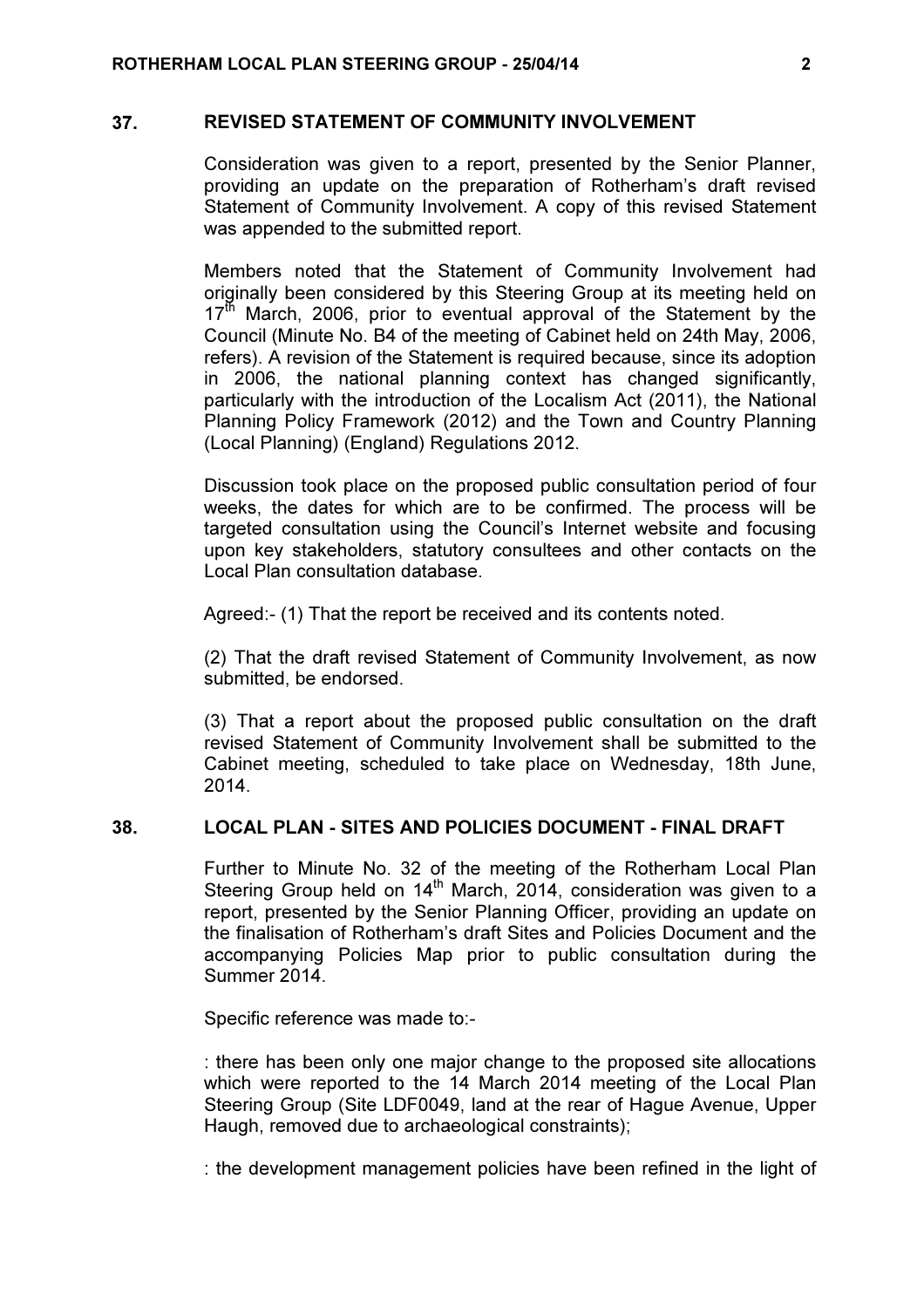## 37. REVISED STATEMENT OF COMMUNITY INVOLVEMENT

Consideration was given to a report, presented by the Senior Planner, providing an update on the preparation of Rotherham's draft revised Statement of Community Involvement. A copy of this revised Statement was appended to the submitted report.

Members noted that the Statement of Community Involvement had originally been considered by this Steering Group at its meeting held on 17th March, 2006, prior to eventual approval of the Statement by the Council (Minute No. B4 of the meeting of Cabinet held on 24th May, 2006, refers). A revision of the Statement is required because, since its adoption in 2006, the national planning context has changed significantly, particularly with the introduction of the Localism Act (2011), the National Planning Policy Framework (2012) and the Town and Country Planning (Local Planning) (England) Regulations 2012.

Discussion took place on the proposed public consultation period of four weeks, the dates for which are to be confirmed. The process will be targeted consultation using the Council's Internet website and focusing upon key stakeholders, statutory consultees and other contacts on the Local Plan consultation database.

Agreed:- (1) That the report be received and its contents noted.

(2) That the draft revised Statement of Community Involvement, as now submitted, be endorsed.

(3) That a report about the proposed public consultation on the draft revised Statement of Community Involvement shall be submitted to the Cabinet meeting, scheduled to take place on Wednesday, 18th June, 2014.

## 38. LOCAL PLAN - SITES AND POLICIES DOCUMENT - FINAL DRAFT

Further to Minute No. 32 of the meeting of the Rotherham Local Plan Steering Group held on 14th March, 2014, consideration was given to a report, presented by the Senior Planning Officer, providing an update on the finalisation of Rotherham's draft Sites and Policies Document and the accompanying Policies Map prior to public consultation during the Summer 2014.

Specific reference was made to:-

: there has been only one major change to the proposed site allocations which were reported to the 14 March 2014 meeting of the Local Plan Steering Group (Site LDF0049, land at the rear of Hague Avenue, Upper Haugh, removed due to archaeological constraints);

: the development management policies have been refined in the light of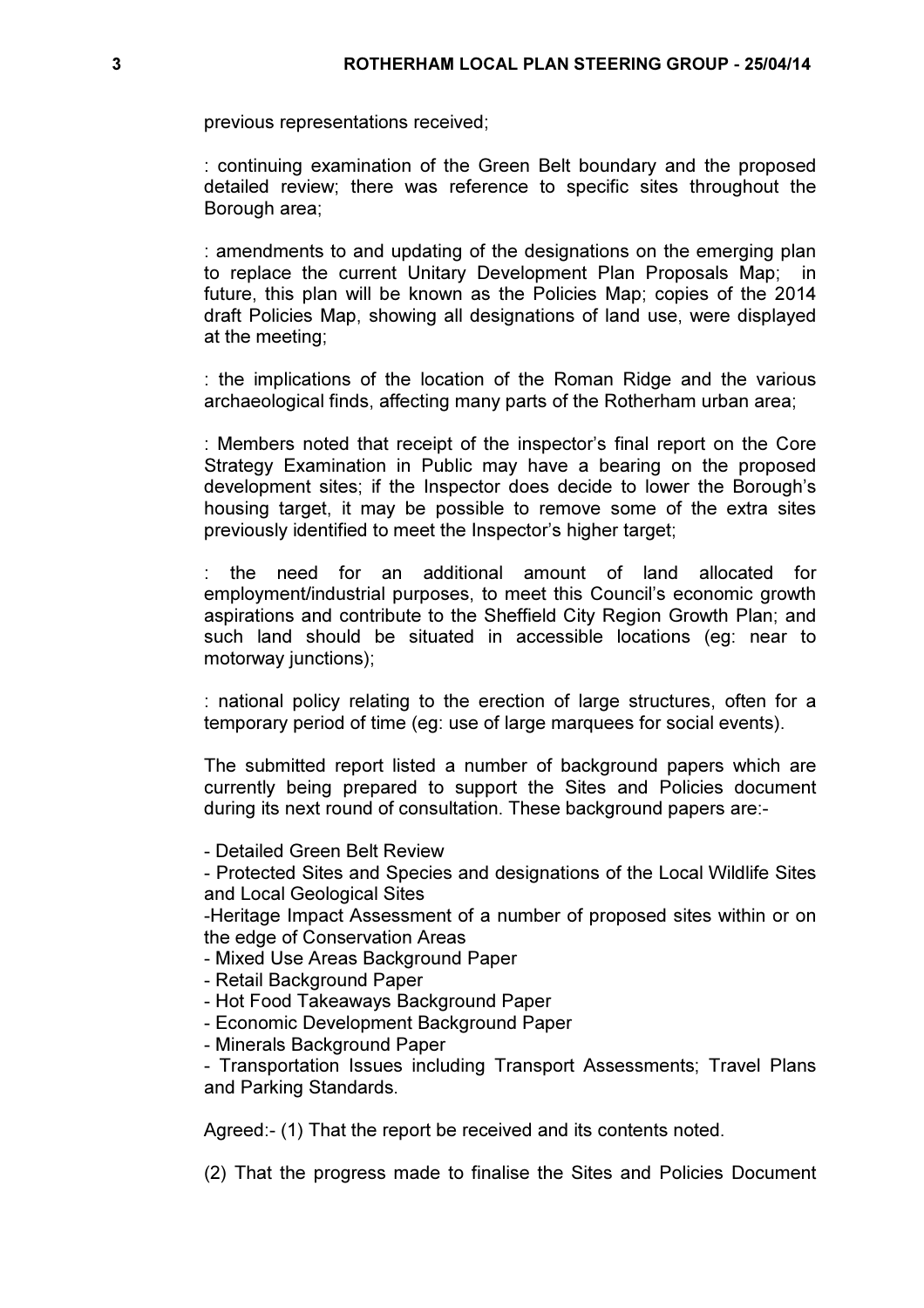previous representations received;

: continuing examination of the Green Belt boundary and the proposed detailed review; there was reference to specific sites throughout the Borough area;

: amendments to and updating of the designations on the emerging plan to replace the current Unitary Development Plan Proposals Map; in future, this plan will be known as the Policies Map; copies of the 2014 draft Policies Map, showing all designations of land use, were displayed at the meeting;

: the implications of the location of the Roman Ridge and the various archaeological finds, affecting many parts of the Rotherham urban area;

: Members noted that receipt of the inspector's final report on the Core Strategy Examination in Public may have a bearing on the proposed development sites; if the Inspector does decide to lower the Borough's housing target, it may be possible to remove some of the extra sites previously identified to meet the Inspector's higher target;

: the need for an additional amount of land allocated for employment/industrial purposes, to meet this Council's economic growth aspirations and contribute to the Sheffield City Region Growth Plan; and such land should be situated in accessible locations (eg: near to motorway junctions);

: national policy relating to the erection of large structures, often for a temporary period of time (eg: use of large marquees for social events).

The submitted report listed a number of background papers which are currently being prepared to support the Sites and Policies document during its next round of consultation. These background papers are:-

- Detailed Green Belt Review
- Protected Sites and Species and designations of the Local Wildlife Sites and Local Geological Sites
- Heritage Impact Assessment of a number of proposed sites within or on the edge of Conservation Areas
- Mixed Use Areas Background Paper
- Retail Background Paper
- Hot Food Takeaways Background Paper
- Economic Development Background Paper
- Minerals Background Paper
- Transportation Issues including Transport Assessments; Travel Plans and Parking Standards.

Agreed:- (1) That the report be received and its contents noted.

(2) That the progress made to finalise the Sites and Policies Document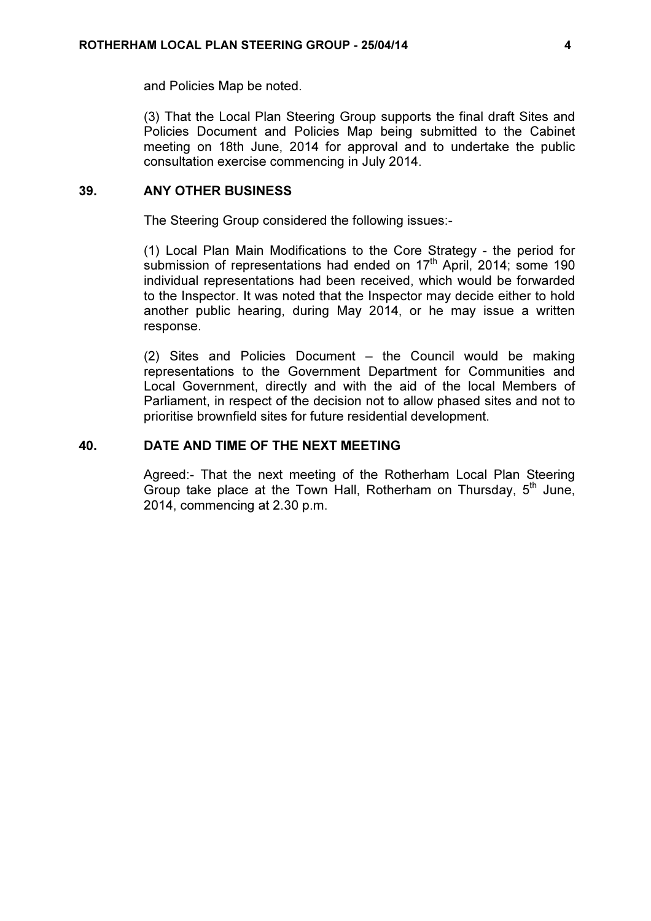and Policies Map be noted.

(3) That the Local Plan Steering Group supports the final draft Sites and Policies Document and Policies Map being submitted to the Cabinet meeting on 18th June, 2014 for approval and to undertake the public consultation exercise commencing in July 2014.

## 39. ANY OTHER BUSINESS

The Steering Group considered the following issues:-

(1) Local Plan Main Modifications to the Core Strategy - the period for submission of representations had ended on 17th April, 2014; some 190 individual representations had been received, which would be forwarded to the Inspector. It was noted that the Inspector may decide either to hold another public hearing, during May 2014, or he may issue a written response.

(2) Sites and Policies Document – the Council would be making representations to the Government Department for Communities and Local Government, directly and with the aid of the local Members of Parliament, in respect of the decision not to allow phased sites and not to prioritise brownfield sites for future residential development.

## 40. DATE AND TIME OF THE NEXT MEETING

Agreed:- That the next meeting of the Rotherham Local Plan Steering Group take place at the Town Hall, Rotherham on Thursday, 5th June, 2014, commencing at 2.30 p.m.